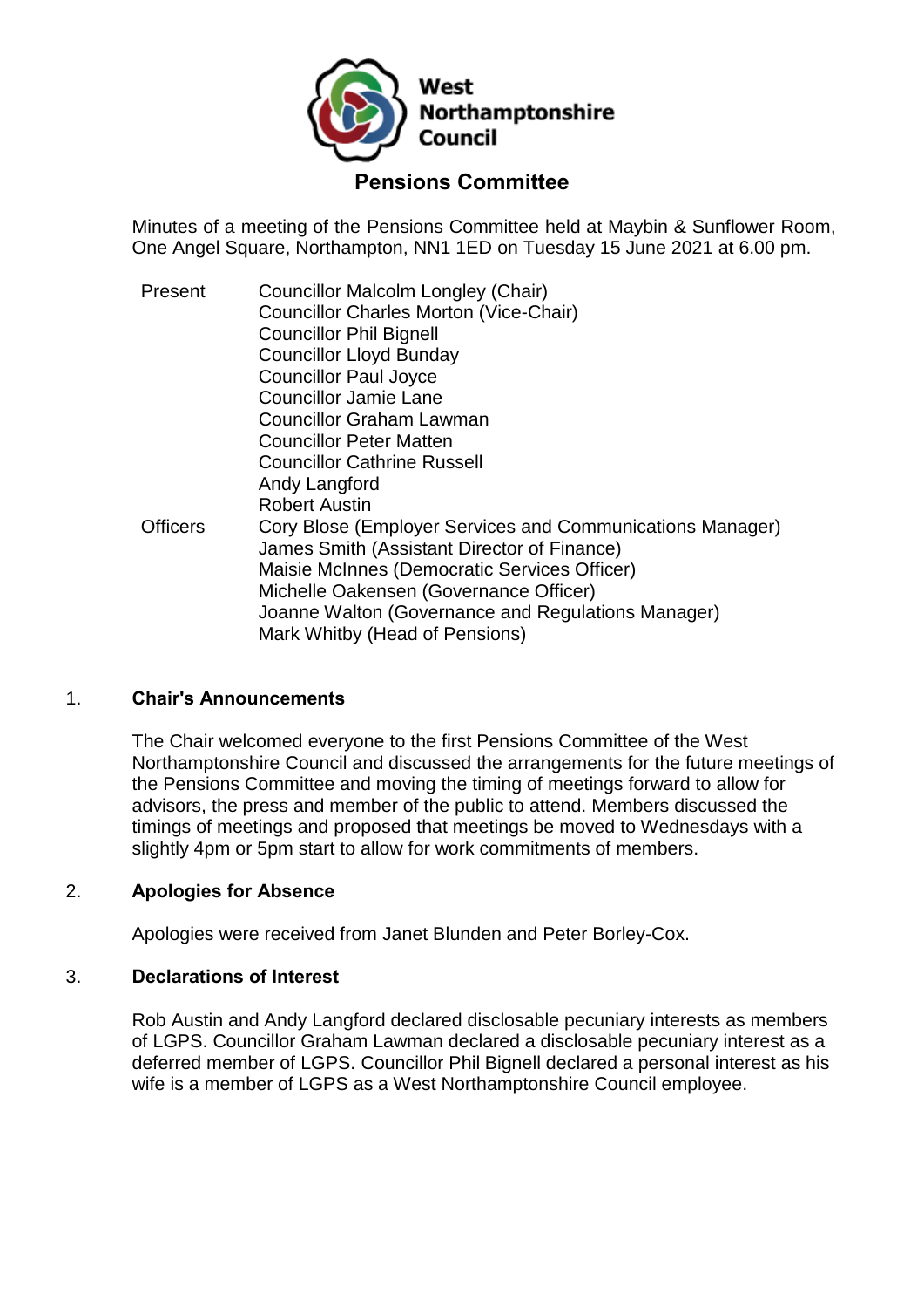West Northamptonshire Council

# Pensions Committee

Minutes of a meeting of the Pensions Committee held at Maybin & Sunflower Room, One Angel Square, Northampton, NN1 1ED on Tuesday 15 June 2021 at 6.00 pm.

| | |
|---|---|
| Present | Councillor Malcolm Longley (Chair) |
| | Councillor Charles Morton (Vice-Chair) |
| | Councillor Phil Bignell |
| | Councillor Lloyd Bunday |
| | Councillor Paul Joyce |
| | Councillor Jamie Lane |
| | Councillor Graham Lawman |
| | Councillor Peter Matten |
| | Councillor Cathrine Russell |
| | Andy Langford |
| | Robert Austin |
| Officers | Cory Blose (Employer Services and Communications Manager) |
| | James Smith (Assistant Director of Finance) |
| | Maisie McInnes (Democratic Services Officer) |
| | Michelle Oakensen (Governance Officer) |
| | Joanne Walton (Governance and Regulations Manager) |
| | Mark Whitby (Head of Pensions) |

## 1. Chair's Announcements

The Chair welcomed everyone to the first Pensions Committee of the West Northamptonshire Council and discussed the arrangements for the future meetings of the Pensions Committee and moving the timing of meetings forward to allow for advisors, the press and member of the public to attend. Members discussed the timings of meetings and proposed that meetings be moved to Wednesdays with a slightly 4pm or 5pm start to allow for work commitments of members.

## 2. Apologies for Absence

Apologies were received from Janet Blunden and Peter Borley-Cox.

## 3. Declarations of Interest

Rob Austin and Andy Langford declared disclosable pecuniary interests as members of LGPS. Councillor Graham Lawman declared a disclosable pecuniary interest as a deferred member of LGPS. Councillor Phil Bignell declared a personal interest as his wife is a member of LGPS as a West Northamptonshire Council employee.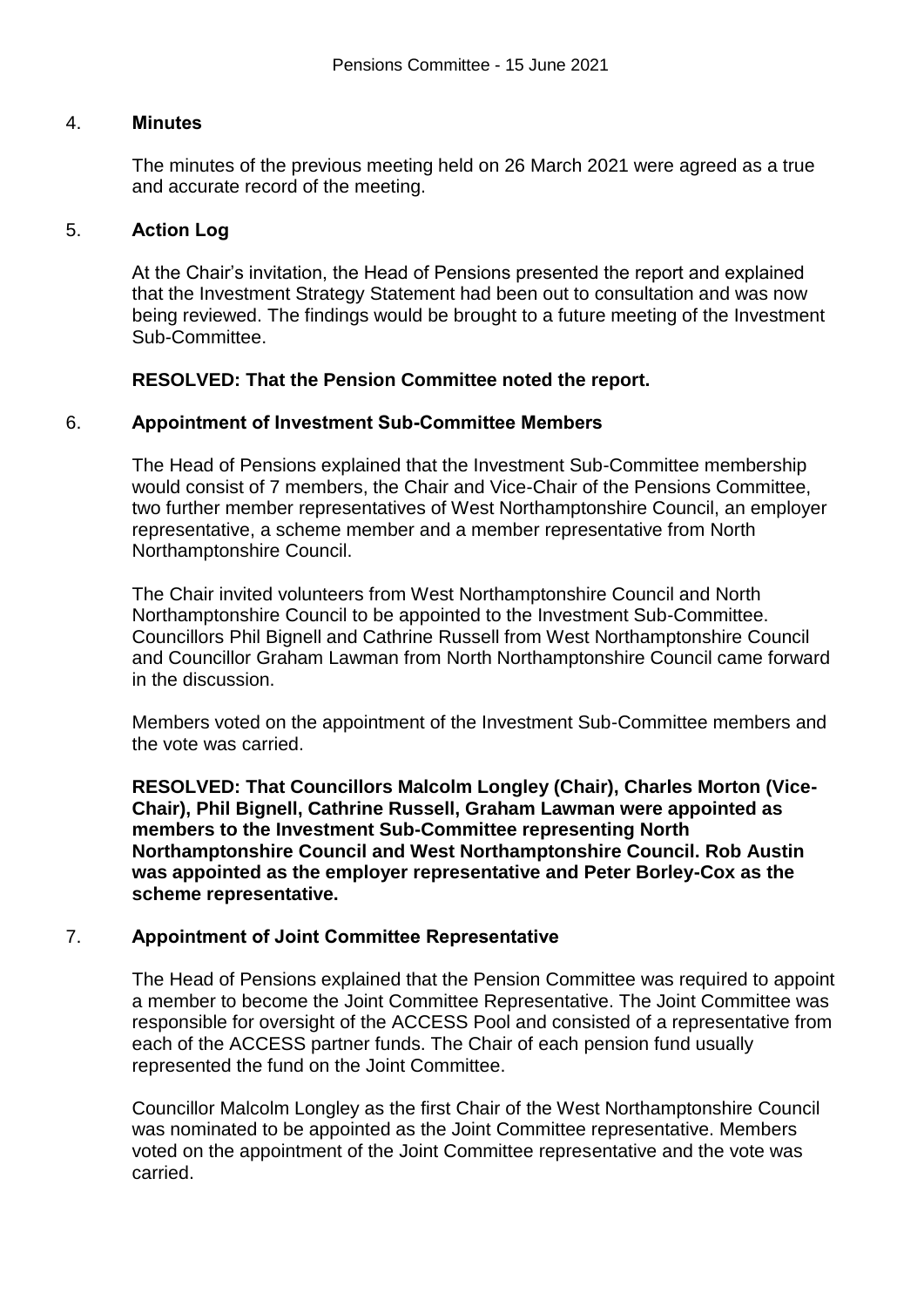## 4. Minutes

The minutes of the previous meeting held on 26 March 2021 were agreed as a true and accurate record of the meeting.

## 5. Action Log

At the Chair's invitation, the Head of Pensions presented the report and explained that the Investment Strategy Statement had been out to consultation and was now being reviewed. The findings would be brought to a future meeting of the Investment Sub-Committee.

**RESOLVED: That the Pension Committee noted the report.**

## 6. Appointment of Investment Sub-Committee Members

The Head of Pensions explained that the Investment Sub-Committee membership would consist of 7 members, the Chair and Vice-Chair of the Pensions Committee, two further member representatives of West Northamptonshire Council, an employer representative, a scheme member and a member representative from North Northamptonshire Council.

The Chair invited volunteers from West Northamptonshire Council and North Northamptonshire Council to be appointed to the Investment Sub-Committee. Councillors Phil Bignell and Cathrine Russell from West Northamptonshire Council and Councillor Graham Lawman from North Northamptonshire Council came forward in the discussion.

Members voted on the appointment of the Investment Sub-Committee members and the vote was carried.

**RESOLVED: That Councillors Malcolm Longley (Chair), Charles Morton (Vice-Chair), Phil Bignell, Cathrine Russell, Graham Lawman were appointed as members to the Investment Sub-Committee representing North Northamptonshire Council and West Northamptonshire Council. Rob Austin was appointed as the employer representative and Peter Borley-Cox as the scheme representative.**

## 7. Appointment of Joint Committee Representative

The Head of Pensions explained that the Pension Committee was required to appoint a member to become the Joint Committee Representative. The Joint Committee was responsible for oversight of the ACCESS Pool and consisted of a representative from each of the ACCESS partner funds. The Chair of each pension fund usually represented the fund on the Joint Committee.

Councillor Malcolm Longley as the first Chair of the West Northamptonshire Council was nominated to be appointed as the Joint Committee representative. Members voted on the appointment of the Joint Committee representative and the vote was carried.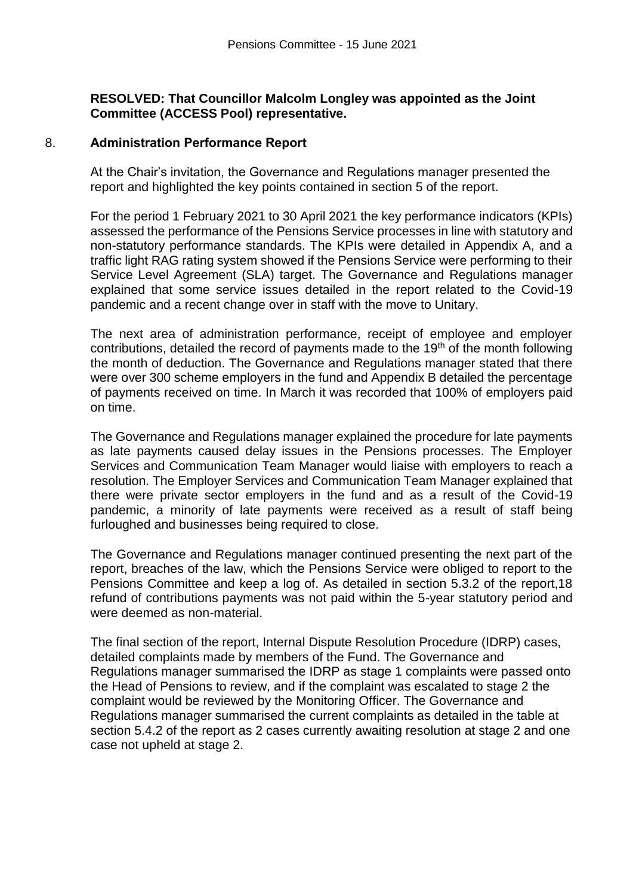**RESOLVED: That Councillor Malcolm Longley was appointed as the Joint Committee (ACCESS Pool) representative.**

8. **Administration Performance Report**

At the Chair's invitation, the Governance and Regulations manager presented the report and highlighted the key points contained in section 5 of the report.

For the period 1 February 2021 to 30 April 2021 the key performance indicators (KPIs) assessed the performance of the Pensions Service processes in line with statutory and non-statutory performance standards. The KPIs were detailed in Appendix A, and a traffic light RAG rating system showed if the Pensions Service were performing to their Service Level Agreement (SLA) target. The Governance and Regulations manager explained that some service issues detailed in the report related to the Covid-19 pandemic and a recent change over in staff with the move to Unitary.

The next area of administration performance, receipt of employee and employer contributions, detailed the record of payments made to the 19th of the month following the month of deduction. The Governance and Regulations manager stated that there were over 300 scheme employers in the fund and Appendix B detailed the percentage of payments received on time. In March it was recorded that 100% of employers paid on time.

The Governance and Regulations manager explained the procedure for late payments as late payments caused delay issues in the Pensions processes. The Employer Services and Communication Team Manager would liaise with employers to reach a resolution. The Employer Services and Communication Team Manager explained that there were private sector employers in the fund and as a result of the Covid-19 pandemic, a minority of late payments were received as a result of staff being furloughed and businesses being required to close.

The Governance and Regulations manager continued presenting the next part of the report, breaches of the law, which the Pensions Service were obliged to report to the Pensions Committee and keep a log of. As detailed in section 5.3.2 of the report,18 refund of contributions payments was not paid within the 5-year statutory period and were deemed as non-material.

The final section of the report, Internal Dispute Resolution Procedure (IDRP) cases, detailed complaints made by members of the Fund. The Governance and Regulations manager summarised the IDRP as stage 1 complaints were passed onto the Head of Pensions to review, and if the complaint was escalated to stage 2 the complaint would be reviewed by the Monitoring Officer. The Governance and Regulations manager summarised the current complaints as detailed in the table at section 5.4.2 of the report as 2 cases currently awaiting resolution at stage 2 and one case not upheld at stage 2.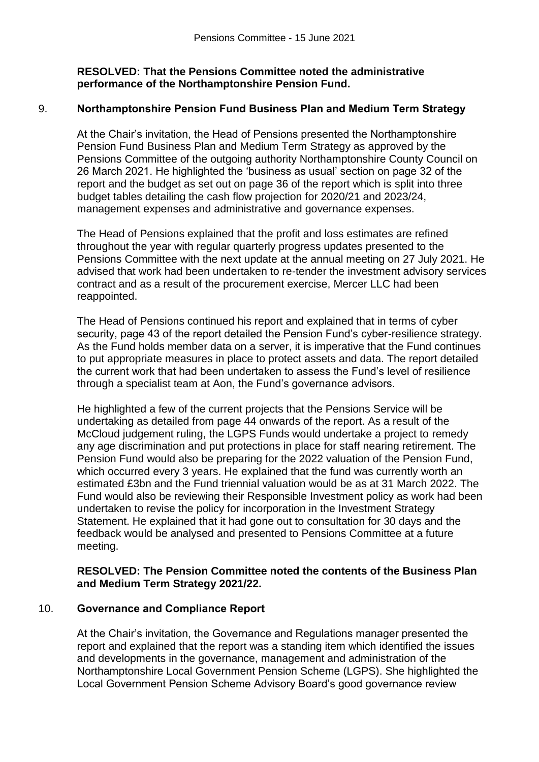**RESOLVED: That the Pensions Committee noted the administrative performance of the Northamptonshire Pension Fund.**

9. **Northamptonshire Pension Fund Business Plan and Medium Term Strategy**

At the Chair's invitation, the Head of Pensions presented the Northamptonshire Pension Fund Business Plan and Medium Term Strategy as approved by the Pensions Committee of the outgoing authority Northamptonshire County Council on 26 March 2021. He highlighted the 'business as usual' section on page 32 of the report and the budget as set out on page 36 of the report which is split into three budget tables detailing the cash flow projection for 2020/21 and 2023/24, management expenses and administrative and governance expenses.

The Head of Pensions explained that the profit and loss estimates are refined throughout the year with regular quarterly progress updates presented to the Pensions Committee with the next update at the annual meeting on 27 July 2021. He advised that work had been undertaken to re-tender the investment advisory services contract and as a result of the procurement exercise, Mercer LLC had been reappointed.

The Head of Pensions continued his report and explained that in terms of cyber security, page 43 of the report detailed the Pension Fund's cyber-resilience strategy. As the Fund holds member data on a server, it is imperative that the Fund continues to put appropriate measures in place to protect assets and data. The report detailed the current work that had been undertaken to assess the Fund's level of resilience through a specialist team at Aon, the Fund's governance advisors.

He highlighted a few of the current projects that the Pensions Service will be undertaking as detailed from page 44 onwards of the report. As a result of the McCloud judgement ruling, the LGPS Funds would undertake a project to remedy any age discrimination and put protections in place for staff nearing retirement. The Pension Fund would also be preparing for the 2022 valuation of the Pension Fund, which occurred every 3 years. He explained that the fund was currently worth an estimated £3bn and the Fund triennial valuation would be as at 31 March 2022. The Fund would also be reviewing their Responsible Investment policy as work had been undertaken to revise the policy for incorporation in the Investment Strategy Statement. He explained that it had gone out to consultation for 30 days and the feedback would be analysed and presented to Pensions Committee at a future meeting.

**RESOLVED: The Pension Committee noted the contents of the Business Plan and Medium Term Strategy 2021/22.**

10. **Governance and Compliance Report**

At the Chair's invitation, the Governance and Regulations manager presented the report and explained that the report was a standing item which identified the issues and developments in the governance, management and administration of the Northamptonshire Local Government Pension Scheme (LGPS). She highlighted the Local Government Pension Scheme Advisory Board's good governance review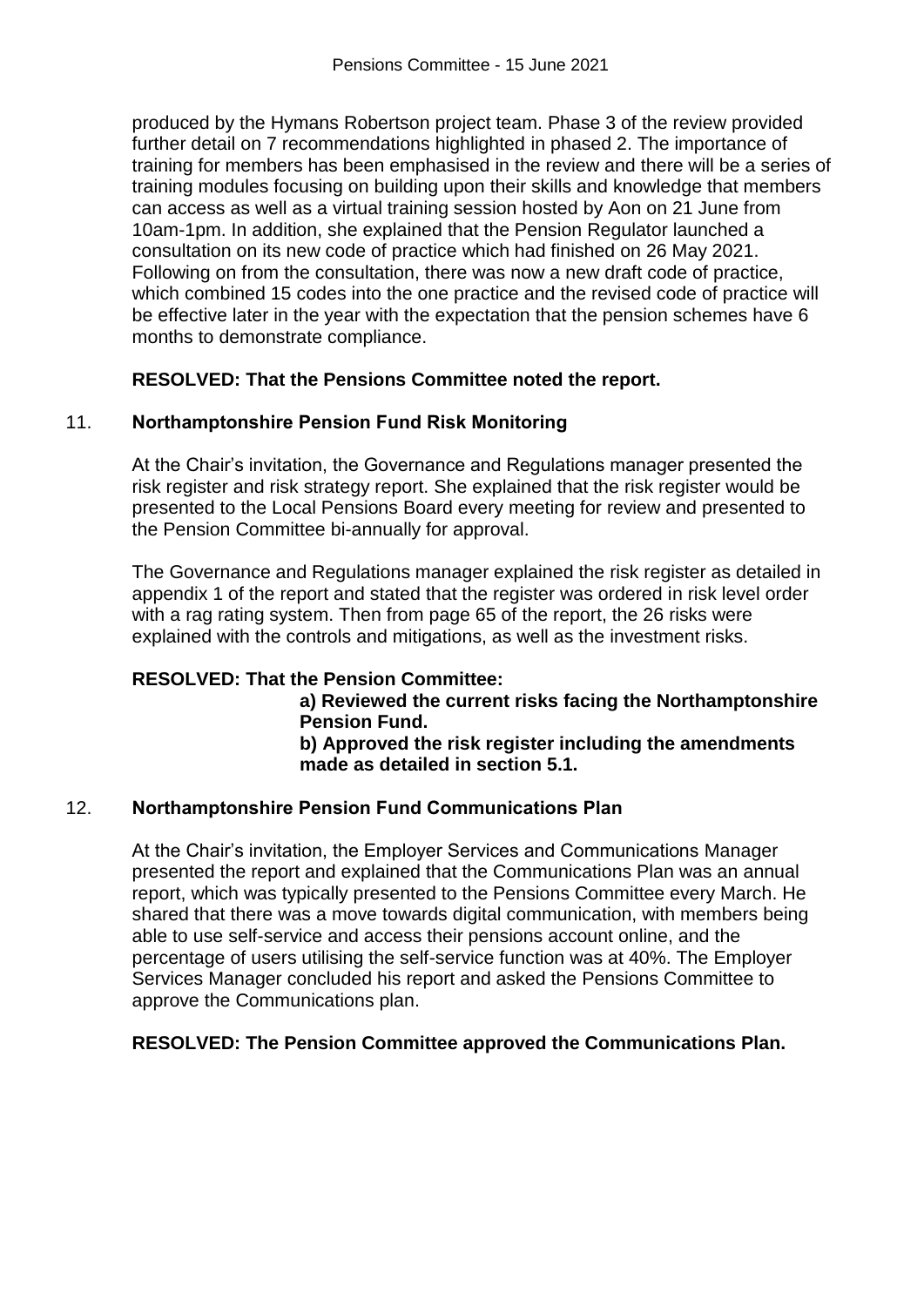produced by the Hymans Robertson project team. Phase 3 of the review provided further detail on 7 recommendations highlighted in phased 2. The importance of training for members has been emphasised in the review and there will be a series of training modules focusing on building upon their skills and knowledge that members can access as well as a virtual training session hosted by Aon on 21 June from 10am-1pm. In addition, she explained that the Pension Regulator launched a consultation on its new code of practice which had finished on 26 May 2021. Following on from the consultation, there was now a new draft code of practice, which combined 15 codes into the one practice and the revised code of practice will be effective later in the year with the expectation that the pension schemes have 6 months to demonstrate compliance.

**RESOLVED: That the Pensions Committee noted the report.**

## 11. Northamptonshire Pension Fund Risk Monitoring

At the Chair's invitation, the Governance and Regulations manager presented the risk register and risk strategy report. She explained that the risk register would be presented to the Local Pensions Board every meeting for review and presented to the Pension Committee bi-annually for approval.

The Governance and Regulations manager explained the risk register as detailed in appendix 1 of the report and stated that the register was ordered in risk level order with a rag rating system. Then from page 65 of the report, the 26 risks were explained with the controls and mitigations, as well as the investment risks.

**RESOLVED: That the Pension Committee:**

**a) Reviewed the current risks facing the Northamptonshire Pension Fund.**

**b) Approved the risk register including the amendments made as detailed in section 5.1.**

## 12. Northamptonshire Pension Fund Communications Plan

At the Chair's invitation, the Employer Services and Communications Manager presented the report and explained that the Communications Plan was an annual report, which was typically presented to the Pensions Committee every March. He shared that there was a move towards digital communication, with members being able to use self-service and access their pensions account online, and the percentage of users utilising the self-service function was at 40%. The Employer Services Manager concluded his report and asked the Pensions Committee to approve the Communications plan.

**RESOLVED: The Pension Committee approved the Communications Plan.**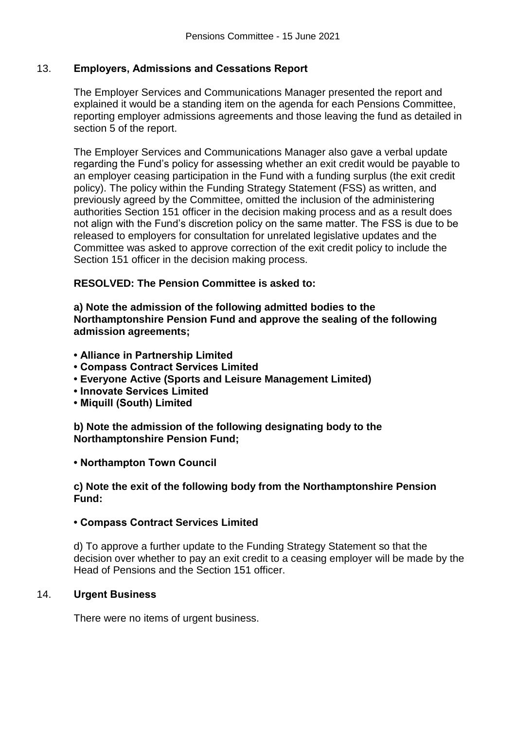## 13. Employers, Admissions and Cessations Report

The Employer Services and Communications Manager presented the report and explained it would be a standing item on the agenda for each Pensions Committee, reporting employer admissions agreements and those leaving the fund as detailed in section 5 of the report.

The Employer Services and Communications Manager also gave a verbal update regarding the Fund's policy for assessing whether an exit credit would be payable to an employer ceasing participation in the Fund with a funding surplus (the exit credit policy). The policy within the Funding Strategy Statement (FSS) as written, and previously agreed by the Committee, omitted the inclusion of the administering authorities Section 151 officer in the decision making process and as a result does not align with the Fund's discretion policy on the same matter. The FSS is due to be released to employers for consultation for unrelated legislative updates and the Committee was asked to approve correction of the exit credit policy to include the Section 151 officer in the decision making process.

**RESOLVED: The Pension Committee is asked to:**

**a) Note the admission of the following admitted bodies to the Northamptonshire Pension Fund and approve the sealing of the following admission agreements;**

- **Alliance in Partnership Limited**
- **Compass Contract Services Limited**
- **Everyone Active (Sports and Leisure Management Limited)**
- **Innovate Services Limited**
- **Miquill (South) Limited**

**b) Note the admission of the following designating body to the Northamptonshire Pension Fund;**

- **Northampton Town Council**

**c) Note the exit of the following body from the Northamptonshire Pension Fund:**

- **Compass Contract Services Limited**

d) To approve a further update to the Funding Strategy Statement so that the decision over whether to pay an exit credit to a ceasing employer will be made by the Head of Pensions and the Section 151 officer.

## 14. Urgent Business

There were no items of urgent business.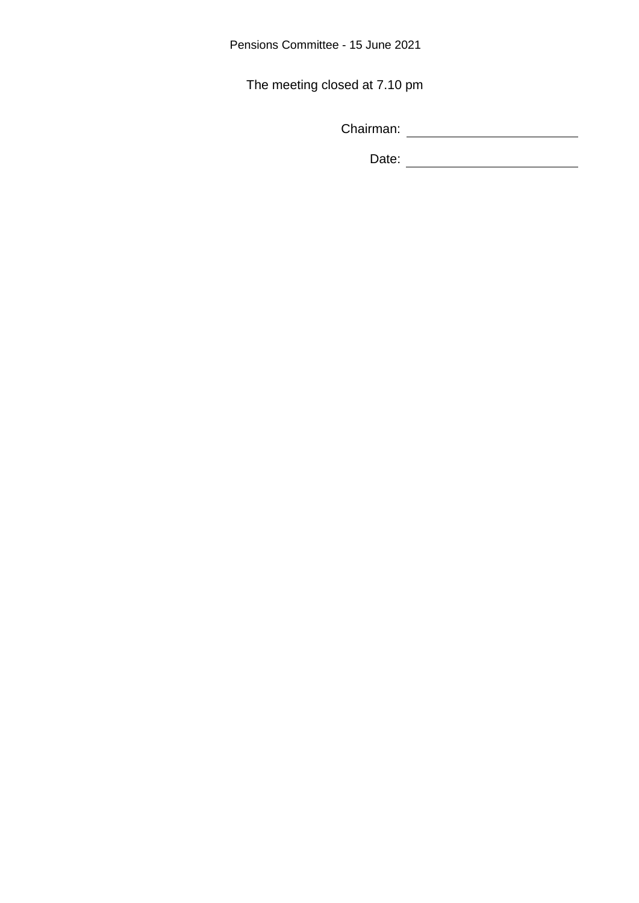The meeting closed at 7.10 pm

Chairman: ________________________

Date: ________________________